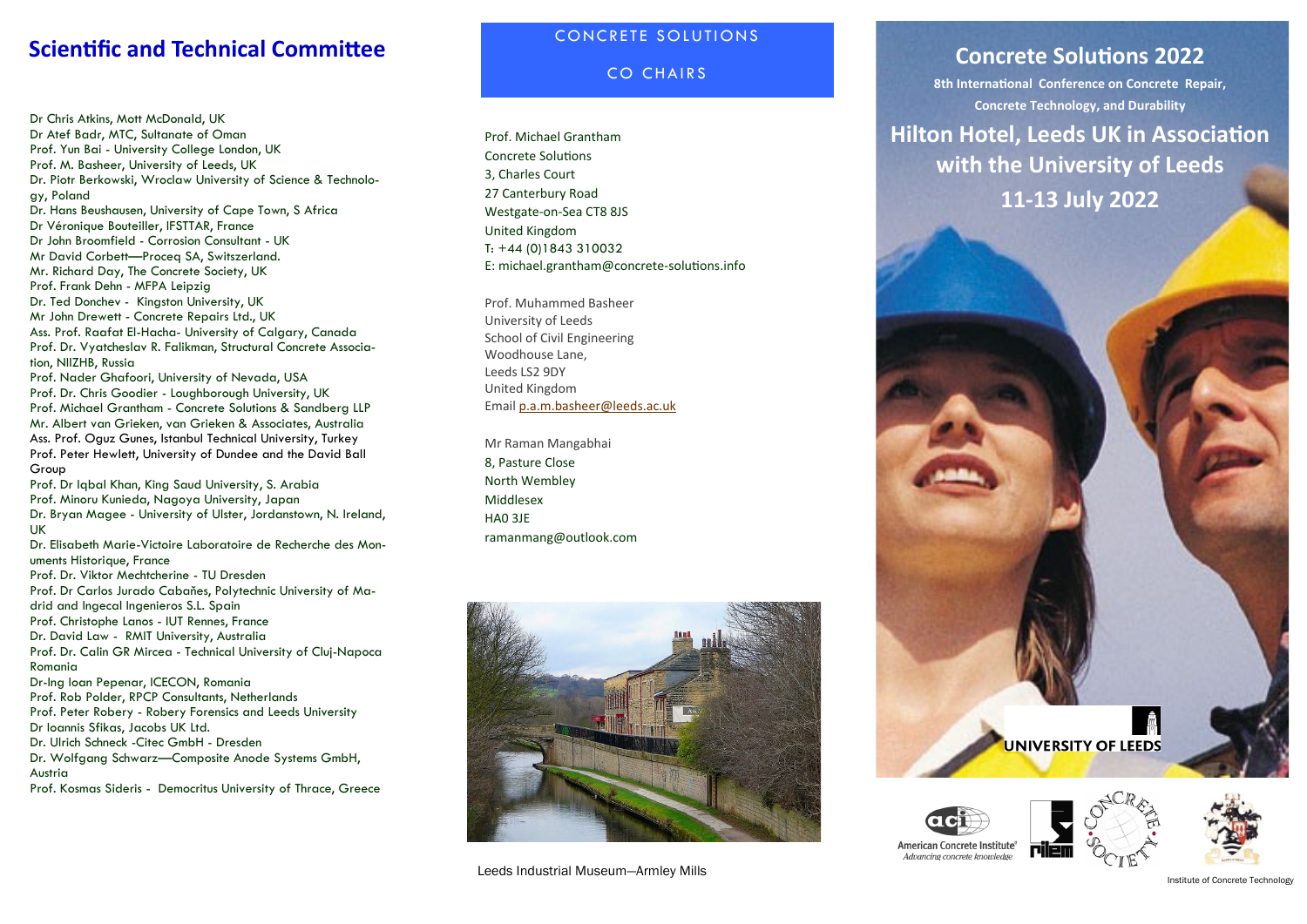# Scientific and Technical Committee

Dr Chris Atkins, Mott McDonald, UK
Dr Atef Badr, MTC, Sultanate of Oman
Prof. Yun Bai - University College London, UK
Prof. M. Basheer, University of Leeds, UK
Dr. Piotr Berkowski, Wroclaw University of Science & Technology, Poland
Dr. Hans Beushausen, University of Cape Town, S Africa
Dr Véronique Bouteiller, IFSTTAR, France
Dr John Broomfield - Corrosion Consultant - UK
Mr David Corbett—Proceq SA, Switszerland.
Mr. Richard Day, The Concrete Society, UK
Prof. Frank Dehn - MFPA Leipzig
Dr. Ted Donchev - Kingston University, UK
Mr John Drewett - Concrete Repairs Ltd., UK
Ass. Prof. Raafat El-Hacha- University of Calgary, Canada
Prof. Dr. Vyatcheslav R. Falikman, Structural Concrete Association, NIIZHB, Russia
Prof. Nader Ghafoori, University of Nevada, USA
Prof. Dr. Chris Goodier - Loughborough University, UK
Prof. Michael Grantham - Concrete Solutions & Sandberg LLP
Mr. Albert van Grieken, van Grieken & Associates, Australia
Ass. Prof. Oguz Gunes, Istanbul Technical University, Turkey
Prof. Peter Hewlett, University of Dundee and the David Ball Group
Prof. Dr Iqbal Khan, King Saud University, S. Arabia
Prof. Minoru Kunieda, Nagoya University, Japan
Dr. Bryan Magee - University of Ulster, Jordanstown, N. Ireland, UK
Dr. Elisabeth Marie-Victoire Laboratoire de Recherche des Monuments Historique, France
Prof. Dr. Viktor Mechtcherine - TU Dresden
Prof. Dr Carlos Jurado Cabañes, Polytechnic University of Madrid and Ingecal Ingenieros S.L. Spain
Prof. Christophe Lanos - IUT Rennes, France
Dr. David Law - RMIT University, Australia
Prof. Dr. Calin GR Mircea - Technical University of Cluj-Napoca Romania
Dr-Ing Ioan Pepenar, ICECON, Romania
Prof. Rob Polder, RPCP Consultants, Netherlands
Prof. Peter Robery - Robery Forensics and Leeds University
Dr Ioannis Sfikas, Jacobs UK Ltd.
Dr. Ulrich Schneck -Citec GmbH - Dresden
Dr. Wolfgang Schwarz—Composite Anode Systems GmbH, Austria
Prof. Kosmas Sideris - Democritus University of Thrace, Greece

## CONCRETE SOLUTIONS

## CO CHAIRS

Prof. Michael Grantham
Concrete Solutions
3, Charles Court
27 Canterbury Road
Westgate-on-Sea CT8 8JS
United Kingdom
T: +44 (0)1843 310032
E: michael.grantham@concrete-solutions.info

Prof. Muhammed Basheer
University of Leeds
School of Civil Engineering
Woodhouse Lane,
Leeds LS2 9DY
United Kingdom
Email p.a.m.basheer@leeds.ac.uk

Mr Raman Mangabhai
8, Pasture Close
North Wembley
Middlesex
HA0 3JE
ramanmang@outlook.com

Leeds Industrial Museum—Armley Mills

# Concrete Solutions 2022

**8th International Conference on Concrete Repair, Concrete Technology, and Durability**

## Hilton Hotel, Leeds UK in Association with the University of Leeds

## 11-13 July 2022

UNIVERSITY OF LEEDS

American Concrete Institute
*Advancing concrete knowledge*

Institute of Concrete Technology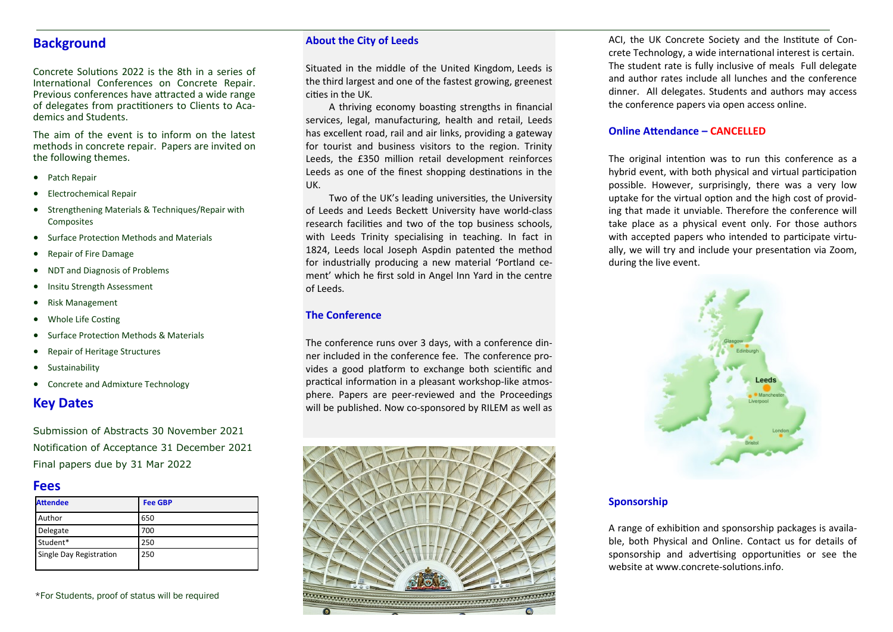## Background

Concrete Solutions 2022 is the 8th in a series of International Conferences on Concrete Repair. Previous conferences have attracted a wide range of delegates from practitioners to Clients to Academics and Students.

The aim of the event is to inform on the latest methods in concrete repair. Papers are invited on the following themes.

- Patch Repair
- Electrochemical Repair
- Strengthening Materials & Techniques/Repair with Composites
- Surface Protection Methods and Materials
- Repair of Fire Damage
- NDT and Diagnosis of Problems
- Insitu Strength Assessment
- Risk Management
- Whole Life Costing
- Surface Protection Methods & Materials
- Repair of Heritage Structures
- Sustainability
- Concrete and Admixture Technology

## Key Dates

Submission of Abstracts 30 November 2021

Notification of Acceptance 31 December 2021

Final papers due by 31 Mar 2022

## Fees

| Attendee | Fee GBP |
|---|---|
| Author | 650 |
| Delegate | 700 |
| Student* | 250 |
| Single Day Registration | 250 |

*For Students, proof of status will be required

### About the City of Leeds

Situated in the middle of the United Kingdom, Leeds is the third largest and one of the fastest growing, greenest cities in the UK.

A thriving economy boasting strengths in financial services, legal, manufacturing, health and retail, Leeds has excellent road, rail and air links, providing a gateway for tourist and business visitors to the region. Trinity Leeds, the £350 million retail development reinforces Leeds as one of the finest shopping destinations in the UK.

Two of the UK's leading universities, the University of Leeds and Leeds Beckett University have world-class research facilities and two of the top business schools, with Leeds Trinity specialising in teaching. In fact in 1824, Leeds local Joseph Aspdin patented the method for industrially producing a new material 'Portland cement' which he first sold in Angel Inn Yard in the centre of Leeds.

### The Conference

The conference runs over 3 days, with a conference dinner included in the conference fee. The conference provides a good platform to exchange both scientific and practical information in a pleasant workshop-like atmosphere. Papers are peer-reviewed and the Proceedings will be published. Now co-sponsored by RILEM as well as ACI, the UK Concrete Society and the Institute of Concrete Technology, a wide international interest is certain. The student rate is fully inclusive of meals Full delegate and author rates include all lunches and the conference dinner. All delegates. Students and authors may access the conference papers via open access online.

### Online Attendance – CANCELLED

The original intention was to run this conference as a hybrid event, with both physical and virtual participation possible. However, surprisingly, there was a very low uptake for the virtual option and the high cost of providing that made it unviable. Therefore the conference will take place as a physical event only. For those authors with accepted papers who intended to participate virtually, we will try and include your presentation via Zoom, during the live event.

Glasgow
Edinburgh
Leeds
Manchester
Liverpool
London
Bristol

### Sponsorship

A range of exhibition and sponsorship packages is available, both Physical and Online. Contact us for details of sponsorship and advertising opportunities or see the website at www.concrete-solutions.info.